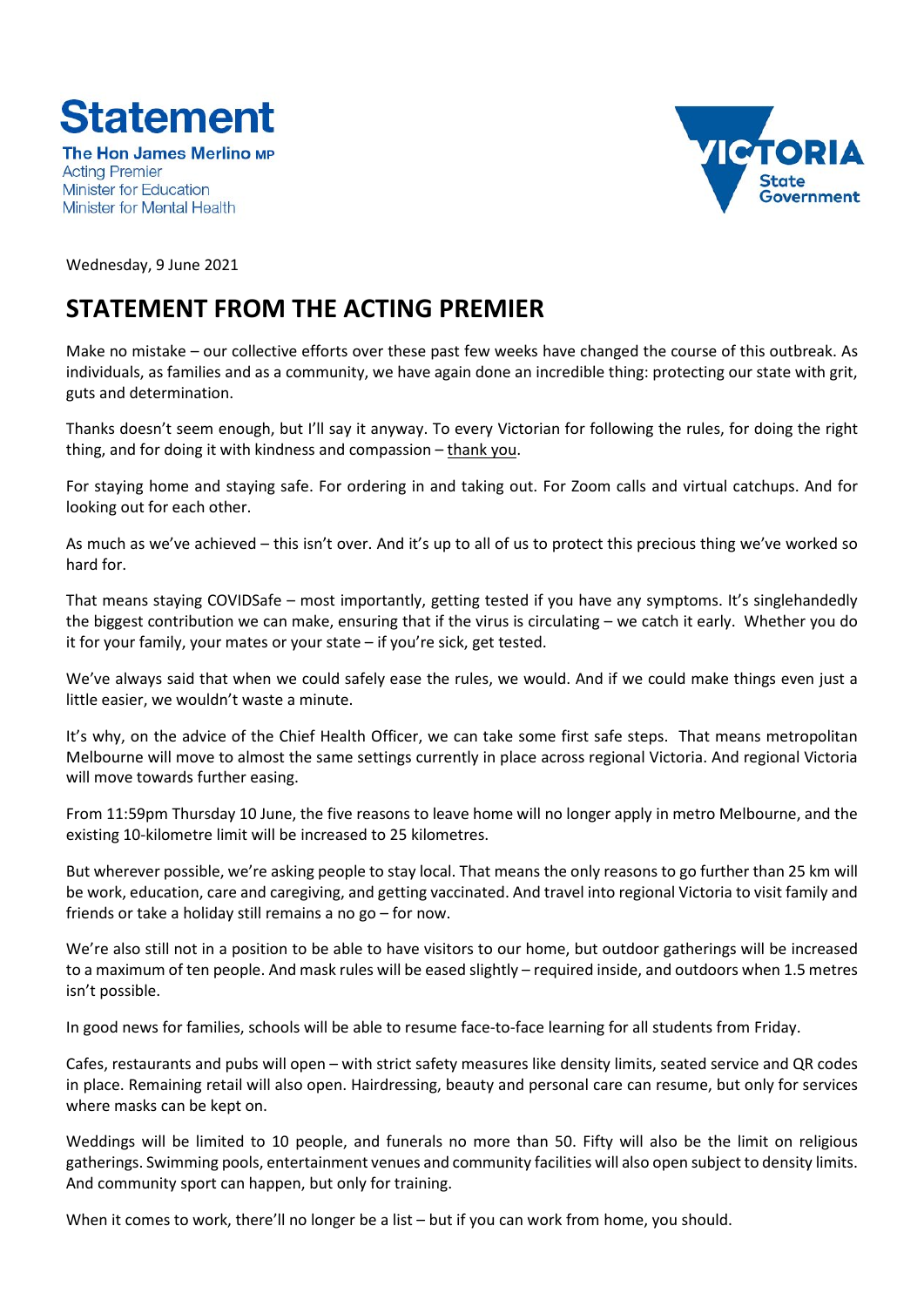# Statement

**The Hon James Merlino MP**
Acting Premier
Minister for Education
Minister for Mental Health

Victoria State Government

Wednesday, 9 June 2021

## STATEMENT FROM THE ACTING PREMIER

Make no mistake – our collective efforts over these past few weeks have changed the course of this outbreak. As individuals, as families and as a community, we have again done an incredible thing: protecting our state with grit, guts and determination.

Thanks doesn't seem enough, but I'll say it anyway. To every Victorian for following the rules, for doing the right thing, and for doing it with kindness and compassion – thank you.

For staying home and staying safe. For ordering in and taking out. For Zoom calls and virtual catchups. And for looking out for each other.

As much as we've achieved – this isn't over. And it's up to all of us to protect this precious thing we've worked so hard for.

That means staying COVIDSafe – most importantly, getting tested if you have any symptoms. It's singlehandedly the biggest contribution we can make, ensuring that if the virus is circulating – we catch it early. Whether you do it for your family, your mates or your state – if you're sick, get tested.

We've always said that when we could safely ease the rules, we would. And if we could make things even just a little easier, we wouldn't waste a minute.

It's why, on the advice of the Chief Health Officer, we can take some first safe steps. That means metropolitan Melbourne will move to almost the same settings currently in place across regional Victoria. And regional Victoria will move towards further easing.

From 11:59pm Thursday 10 June, the five reasons to leave home will no longer apply in metro Melbourne, and the existing 10-kilometre limit will be increased to 25 kilometres.

But wherever possible, we're asking people to stay local. That means the only reasons to go further than 25 km will be work, education, care and caregiving, and getting vaccinated. And travel into regional Victoria to visit family and friends or take a holiday still remains a no go – for now.

We're also still not in a position to be able to have visitors to our home, but outdoor gatherings will be increased to a maximum of ten people. And mask rules will be eased slightly – required inside, and outdoors when 1.5 metres isn't possible.

In good news for families, schools will be able to resume face-to-face learning for all students from Friday.

Cafes, restaurants and pubs will open – with strict safety measures like density limits, seated service and QR codes in place. Remaining retail will also open. Hairdressing, beauty and personal care can resume, but only for services where masks can be kept on.

Weddings will be limited to 10 people, and funerals no more than 50. Fifty will also be the limit on religious gatherings. Swimming pools, entertainment venues and community facilities will also open subject to density limits. And community sport can happen, but only for training.

When it comes to work, there'll no longer be a list – but if you can work from home, you should.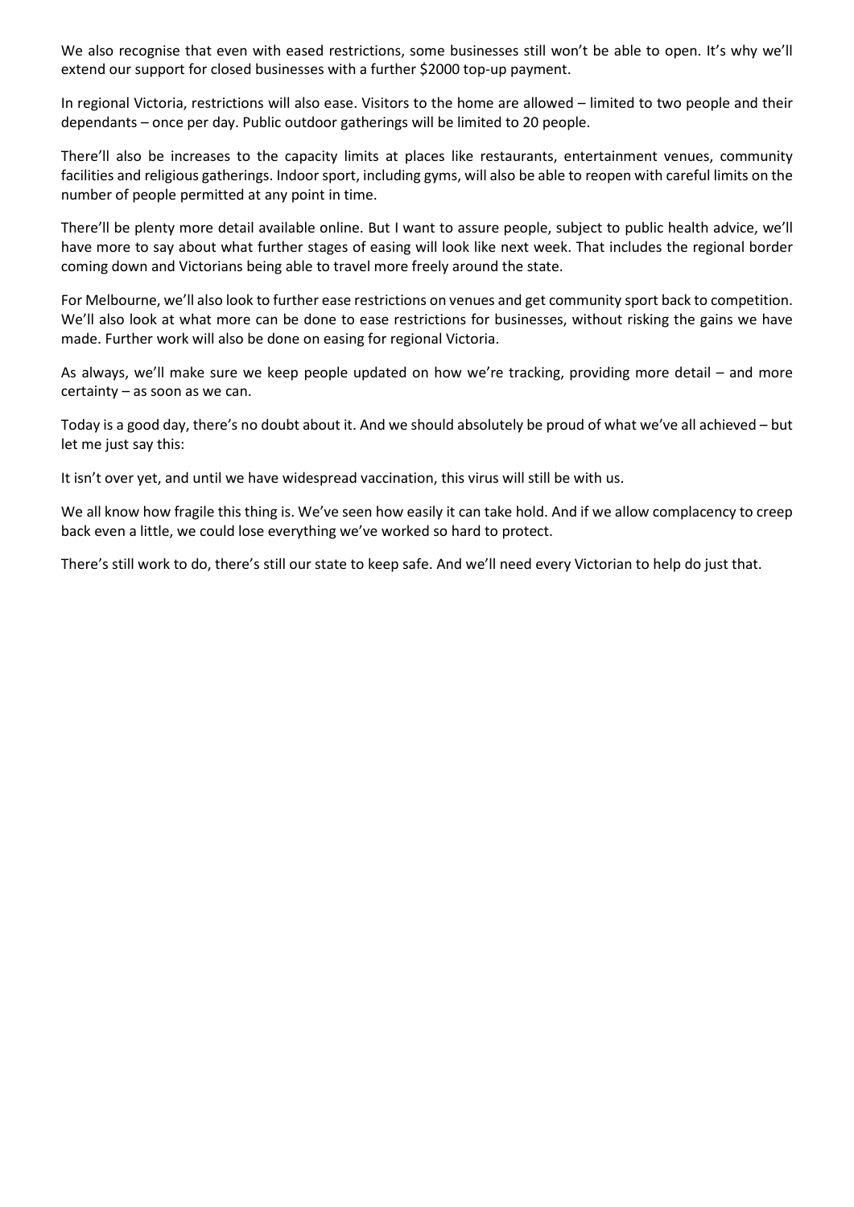We also recognise that even with eased restrictions, some businesses still won't be able to open. It's why we'll extend our support for closed businesses with a further $2000 top-up payment.

In regional Victoria, restrictions will also ease. Visitors to the home are allowed – limited to two people and their dependants – once per day. Public outdoor gatherings will be limited to 20 people.

There'll also be increases to the capacity limits at places like restaurants, entertainment venues, community facilities and religious gatherings. Indoor sport, including gyms, will also be able to reopen with careful limits on the number of people permitted at any point in time.

There'll be plenty more detail available online. But I want to assure people, subject to public health advice, we'll have more to say about what further stages of easing will look like next week. That includes the regional border coming down and Victorians being able to travel more freely around the state.

For Melbourne, we'll also look to further ease restrictions on venues and get community sport back to competition. We'll also look at what more can be done to ease restrictions for businesses, without risking the gains we have made. Further work will also be done on easing for regional Victoria.

As always, we'll make sure we keep people updated on how we're tracking, providing more detail – and more certainty – as soon as we can.

Today is a good day, there's no doubt about it. And we should absolutely be proud of what we've all achieved – but let me just say this:

It isn't over yet, and until we have widespread vaccination, this virus will still be with us.

We all know how fragile this thing is. We've seen how easily it can take hold. And if we allow complacency to creep back even a little, we could lose everything we've worked so hard to protect.

There's still work to do, there's still our state to keep safe. And we'll need every Victorian to help do just that.